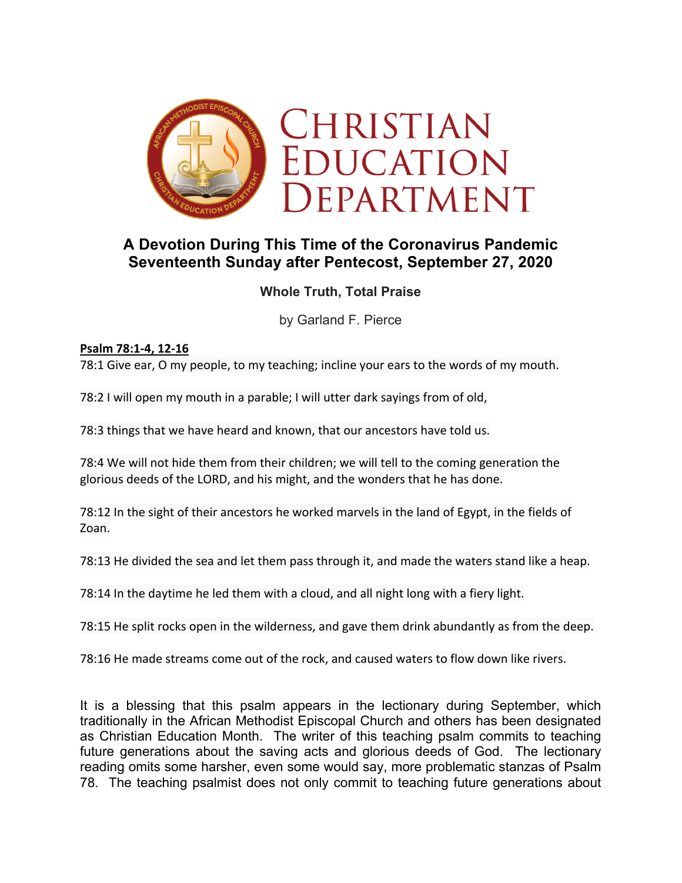# Christian Education Department

## A Devotion During This Time of the Coronavirus Pandemic
## Seventeenth Sunday after Pentecost, September 27, 2020

### Whole Truth, Total Praise

by Garland F. Pierce

**Psalm 78:1-4, 12-16**

78:1 Give ear, O my people, to my teaching; incline your ears to the words of my mouth.

78:2 I will open my mouth in a parable; I will utter dark sayings from of old,

78:3 things that we have heard and known, that our ancestors have told us.

78:4 We will not hide them from their children; we will tell to the coming generation the glorious deeds of the LORD, and his might, and the wonders that he has done.

78:12 In the sight of their ancestors he worked marvels in the land of Egypt, in the fields of Zoan.

78:13 He divided the sea and let them pass through it, and made the waters stand like a heap.

78:14 In the daytime he led them with a cloud, and all night long with a fiery light.

78:15 He split rocks open in the wilderness, and gave them drink abundantly as from the deep.

78:16 He made streams come out of the rock, and caused waters to flow down like rivers.

It is a blessing that this psalm appears in the lectionary during September, which traditionally in the African Methodist Episcopal Church and others has been designated as Christian Education Month. The writer of this teaching psalm commits to teaching future generations about the saving acts and glorious deeds of God. The lectionary reading omits some harsher, even some would say, more problematic stanzas of Psalm 78. The teaching psalmist does not only commit to teaching future generations about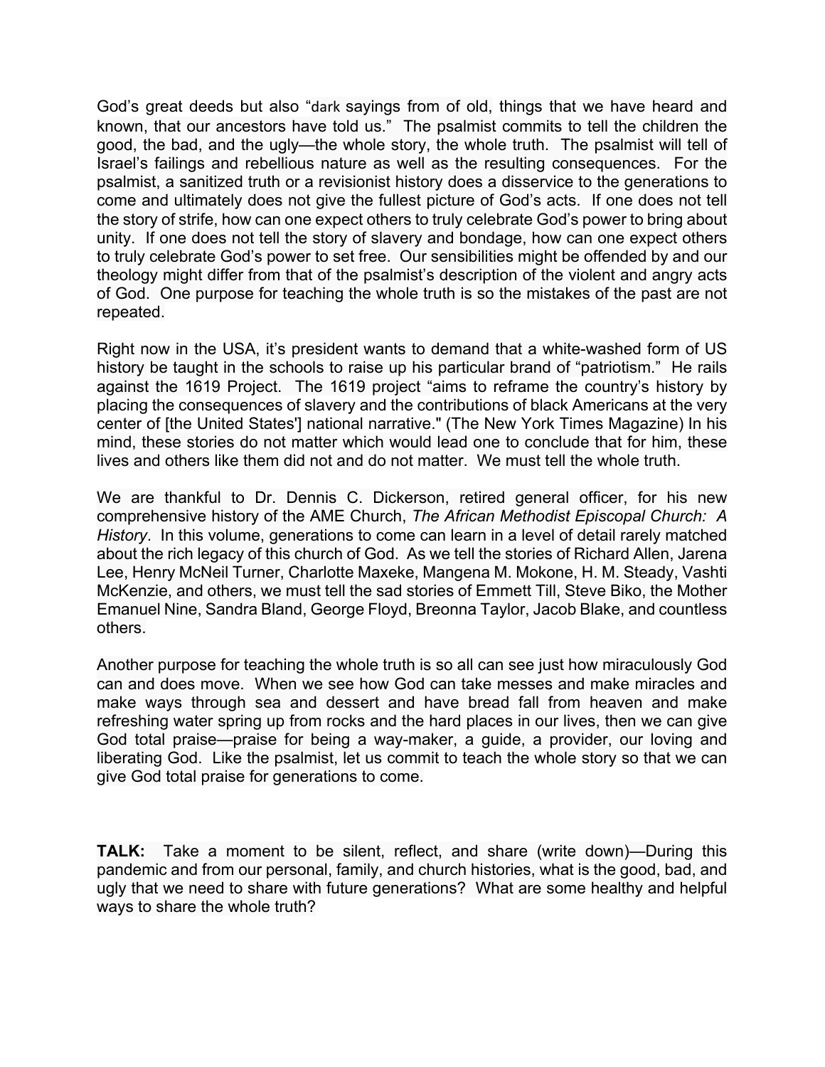God's great deeds but also "dark sayings from of old, things that we have heard and known, that our ancestors have told us." The psalmist commits to tell the children the good, the bad, and the ugly—the whole story, the whole truth. The psalmist will tell of Israel's failings and rebellious nature as well as the resulting consequences. For the psalmist, a sanitized truth or a revisionist history does a disservice to the generations to come and ultimately does not give the fullest picture of God's acts. If one does not tell the story of strife, how can one expect others to truly celebrate God's power to bring about unity. If one does not tell the story of slavery and bondage, how can one expect others to truly celebrate God's power to set free. Our sensibilities might be offended by and our theology might differ from that of the psalmist's description of the violent and angry acts of God. One purpose for teaching the whole truth is so the mistakes of the past are not repeated.

Right now in the USA, it's president wants to demand that a white-washed form of US history be taught in the schools to raise up his particular brand of "patriotism." He rails against the 1619 Project. The 1619 project "aims to reframe the country's history by placing the consequences of slavery and the contributions of black Americans at the very center of [the United States'] national narrative." (The New York Times Magazine) In his mind, these stories do not matter which would lead one to conclude that for him, these lives and others like them did not and do not matter. We must tell the whole truth.

We are thankful to Dr. Dennis C. Dickerson, retired general officer, for his new comprehensive history of the AME Church, *The African Methodist Episcopal Church: A History*. In this volume, generations to come can learn in a level of detail rarely matched about the rich legacy of this church of God. As we tell the stories of Richard Allen, Jarena Lee, Henry McNeil Turner, Charlotte Maxeke, Mangena M. Mokone, H. M. Steady, Vashti McKenzie, and others, we must tell the sad stories of Emmett Till, Steve Biko, the Mother Emanuel Nine, Sandra Bland, George Floyd, Breonna Taylor, Jacob Blake, and countless others.

Another purpose for teaching the whole truth is so all can see just how miraculously God can and does move. When we see how God can take messes and make miracles and make ways through sea and dessert and have bread fall from heaven and make refreshing water spring up from rocks and the hard places in our lives, then we can give God total praise—praise for being a way-maker, a guide, a provider, our loving and liberating God. Like the psalmist, let us commit to teach the whole story so that we can give God total praise for generations to come.

**TALK:** Take a moment to be silent, reflect, and share (write down)—During this pandemic and from our personal, family, and church histories, what is the good, bad, and ugly that we need to share with future generations? What are some healthy and helpful ways to share the whole truth?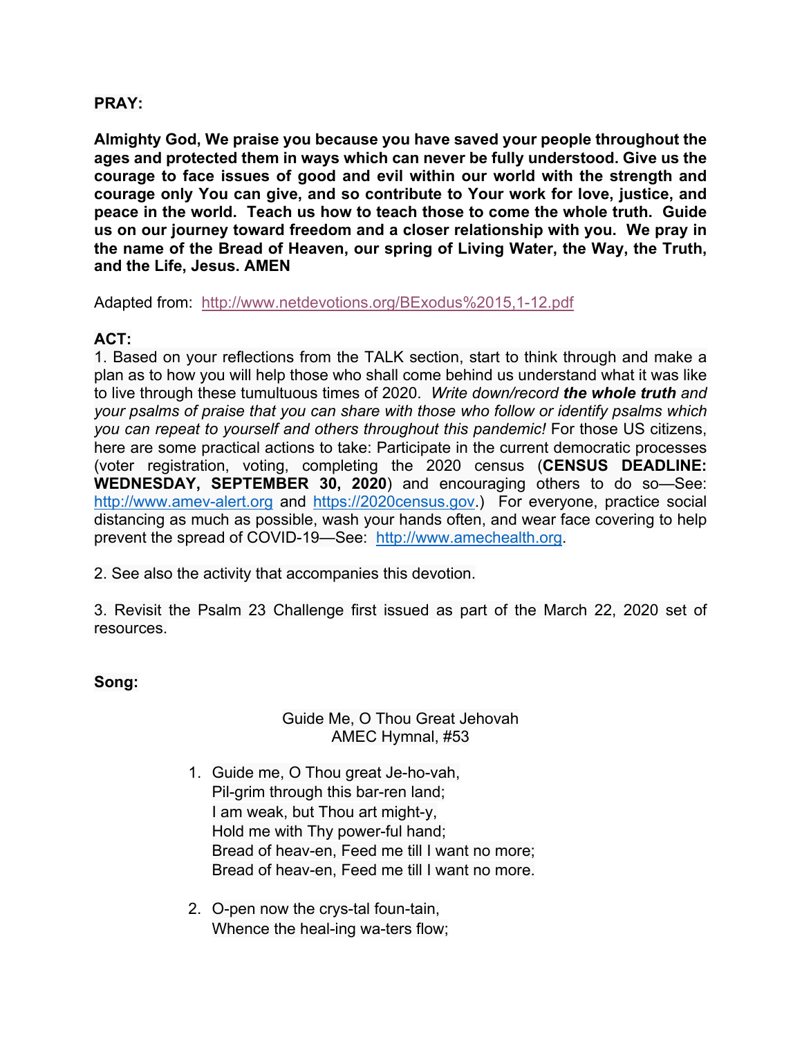**PRAY:**

**Almighty God, We praise you because you have saved your people throughout the ages and protected them in ways which can never be fully understood. Give us the courage to face issues of good and evil within our world with the strength and courage only You can give, and so contribute to Your work for love, justice, and peace in the world. Teach us how to teach those to come the whole truth. Guide us on our journey toward freedom and a closer relationship with you. We pray in the name of the Bread of Heaven, our spring of Living Water, the Way, the Truth, and the Life, Jesus. AMEN**

Adapted from: http://www.netdevotions.org/BExodus%2015,1-12.pdf

**ACT:**

1. Based on your reflections from the TALK section, start to think through and make a plan as to how you will help those who shall come behind us understand what it was like to live through these tumultuous times of 2020. *Write down/record **the whole truth** and your psalms of praise that you can share with those who follow or identify psalms which you can repeat to yourself and others throughout this pandemic!* For those US citizens, here are some practical actions to take: Participate in the current democratic processes (voter registration, voting, completing the 2020 census (**CENSUS DEADLINE: WEDNESDAY, SEPTEMBER 30, 2020**) and encouraging others to do so—See: http://www.amev-alert.org and https://2020census.gov.) For everyone, practice social distancing as much as possible, wash your hands often, and wear face covering to help prevent the spread of COVID-19—See: http://www.amechealth.org.

2. See also the activity that accompanies this devotion.

3. Revisit the Psalm 23 Challenge first issued as part of the March 22, 2020 set of resources.

**Song:**

Guide Me, O Thou Great Jehovah
AMEC Hymnal, #53

1. Guide me, O Thou great Je-ho-vah,
   Pil-grim through this bar-ren land;
   I am weak, but Thou art might-y,
   Hold me with Thy power-ful hand;
   Bread of heav-en, Feed me till I want no more;
   Bread of heav-en, Feed me till I want no more.

2. O-pen now the crys-tal foun-tain,
   Whence the heal-ing wa-ters flow;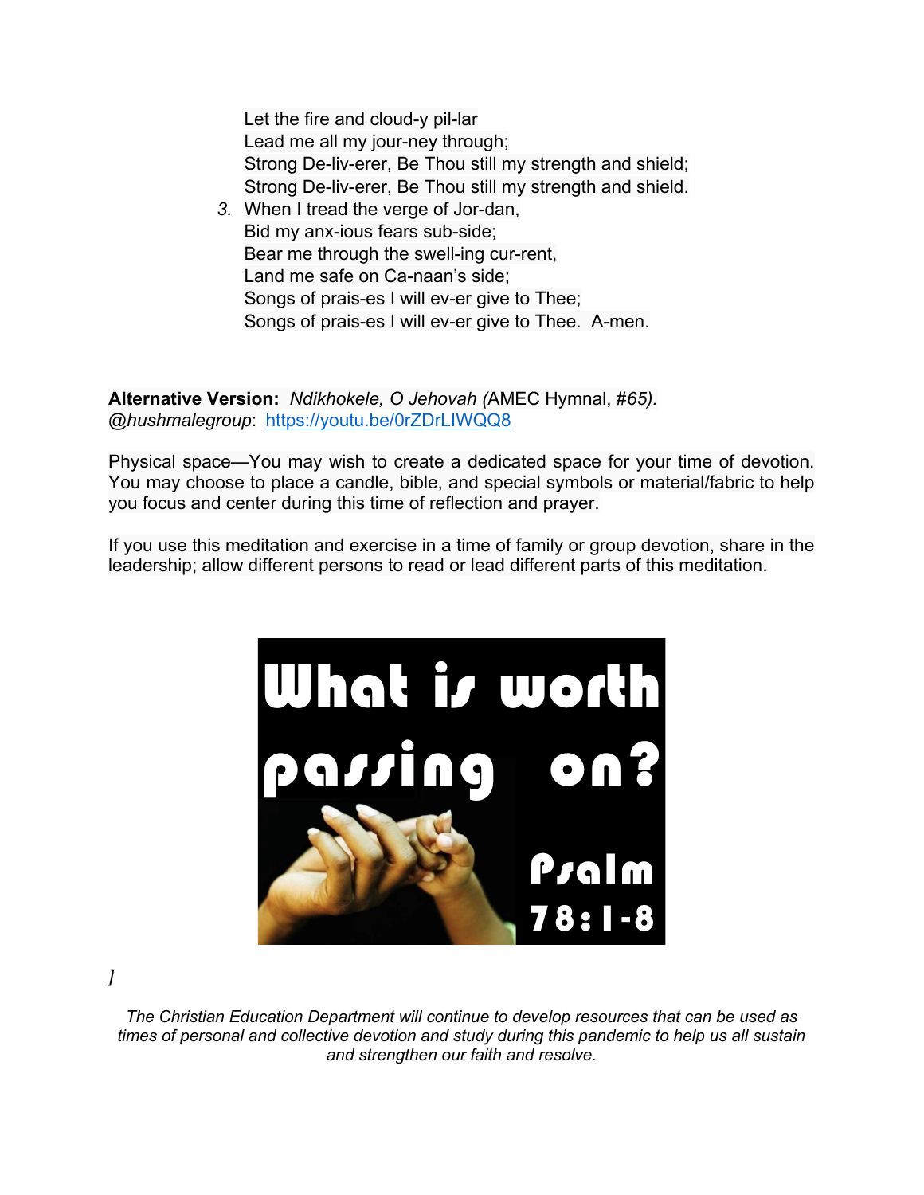Let the fire and cloud-y pil-lar
Lead me all my jour-ney through;
Strong De-liv-erer, Be Thou still my strength and shield;
Strong De-liv-erer, Be Thou still my strength and shield.

3. When I tread the verge of Jor-dan,
Bid my anx-ious fears sub-side;
Bear me through the swell-ing cur-rent,
Land me safe on Ca-naan's side;
Songs of prais-es I will ev-er give to Thee;
Songs of prais-es I will ev-er give to Thee. A-men.

**Alternative Version:** *Ndikhokele, O Jehovah (*AMEC Hymnal, *#65).*
*@hushmalegroup*: https://youtu.be/0rZDrLIWQQ8

Physical space—You may wish to create a dedicated space for your time of devotion. You may choose to place a candle, bible, and special symbols or material/fabric to help you focus and center during this time of reflection and prayer.

If you use this meditation and exercise in a time of family or group devotion, share in the leadership; allow different persons to read or lead different parts of this meditation.

What is worth passing on?

Psalm 78:1-8

]

*The Christian Education Department will continue to develop resources that can be used as times of personal and collective devotion and study during this pandemic to help us all sustain and strengthen our faith and resolve.*